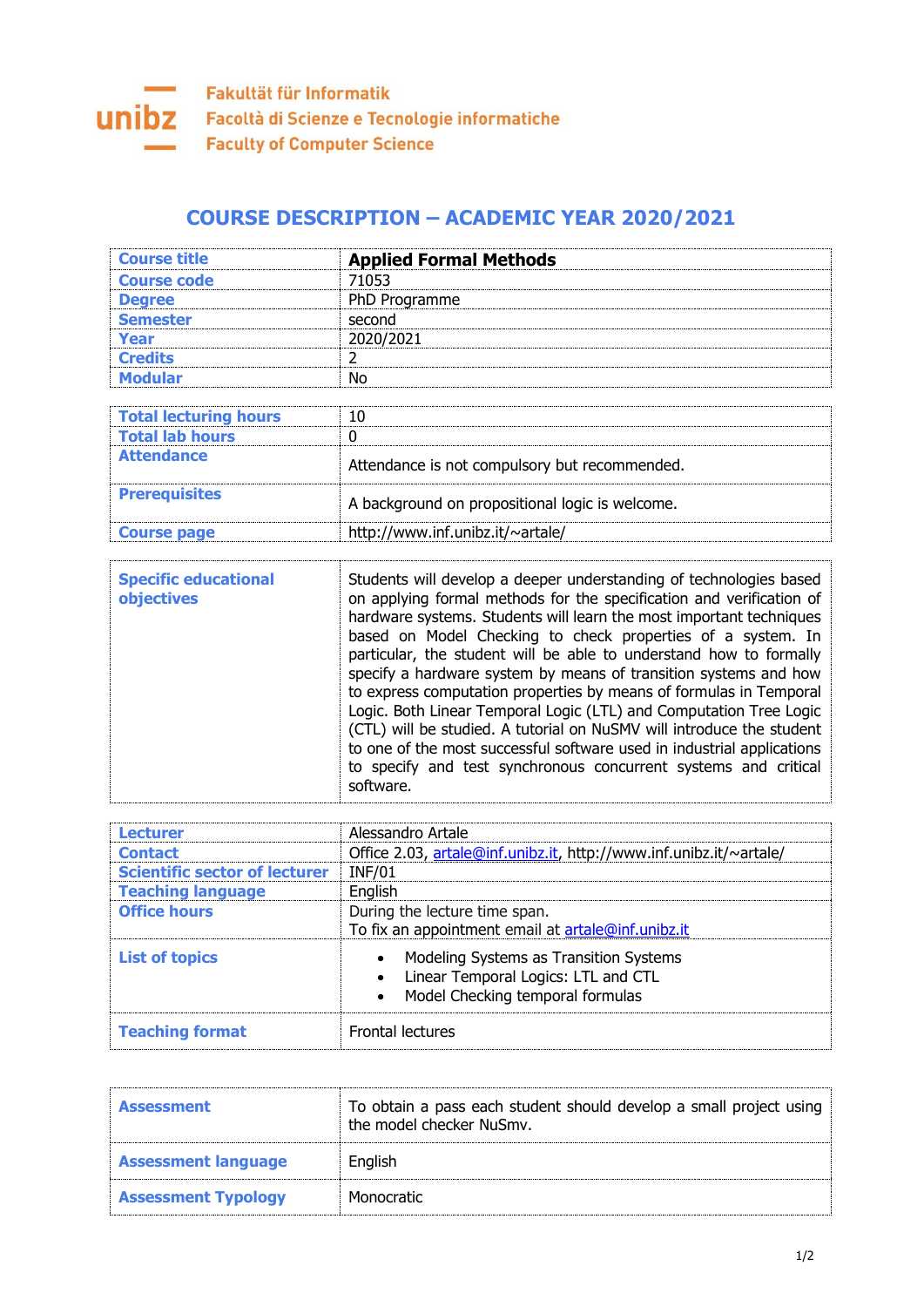Fakultät für Informatik
Facoltà di Scienze e Tecnologie informatiche
Faculty of Computer Science

# COURSE DESCRIPTION – ACADEMIC YEAR 2020/2021

| | |
|---|---|
| **Course title** | **Applied Formal Methods** |
| **Course code** | 71053 |
| **Degree** | PhD Programme |
| **Semester** | second |
| **Year** | 2020/2021 |
| **Credits** | 2 |
| **Modular** | No |

| | |
|---|---|
| **Total lecturing hours** | 10 |
| **Total lab hours** | 0 |
| **Attendance** | Attendance is not compulsory but recommended. |
| **Prerequisites** | A background on propositional logic is welcome. |
| **Course page** | http://www.inf.unibz.it/~artale/ |

| | |
|---|---|
| **Specific educational objectives** | Students will develop a deeper understanding of technologies based on applying formal methods for the specification and verification of hardware systems. Students will learn the most important techniques based on Model Checking to check properties of a system. In particular, the student will be able to understand how to formally specify a hardware system by means of transition systems and how to express computation properties by means of formulas in Temporal Logic. Both Linear Temporal Logic (LTL) and Computation Tree Logic (CTL) will be studied. A tutorial on NuSMV will introduce the student to one of the most successful software used in industrial applications to specify and test synchronous concurrent systems and critical software. |

| | |
|---|---|
| **Lecturer** | Alessandro Artale |
| **Contact** | Office 2.03, artale@inf.unibz.it, http://www.inf.unibz.it/~artale/ |
| **Scientific sector of lecturer** | INF/01 |
| **Teaching language** | English |
| **Office hours** | During the lecture time span.<br>To fix an appointment email at artale@inf.unibz.it |
| **List of topics** | • Modeling Systems as Transition Systems<br>• Linear Temporal Logics: LTL and CTL<br>• Model Checking temporal formulas |
| **Teaching format** | Frontal lectures |

| | |
|---|---|
| **Assessment** | To obtain a pass each student should develop a small project using the model checker NuSmv. |
| **Assessment language** | English |
| **Assessment Typology** | Monocratic |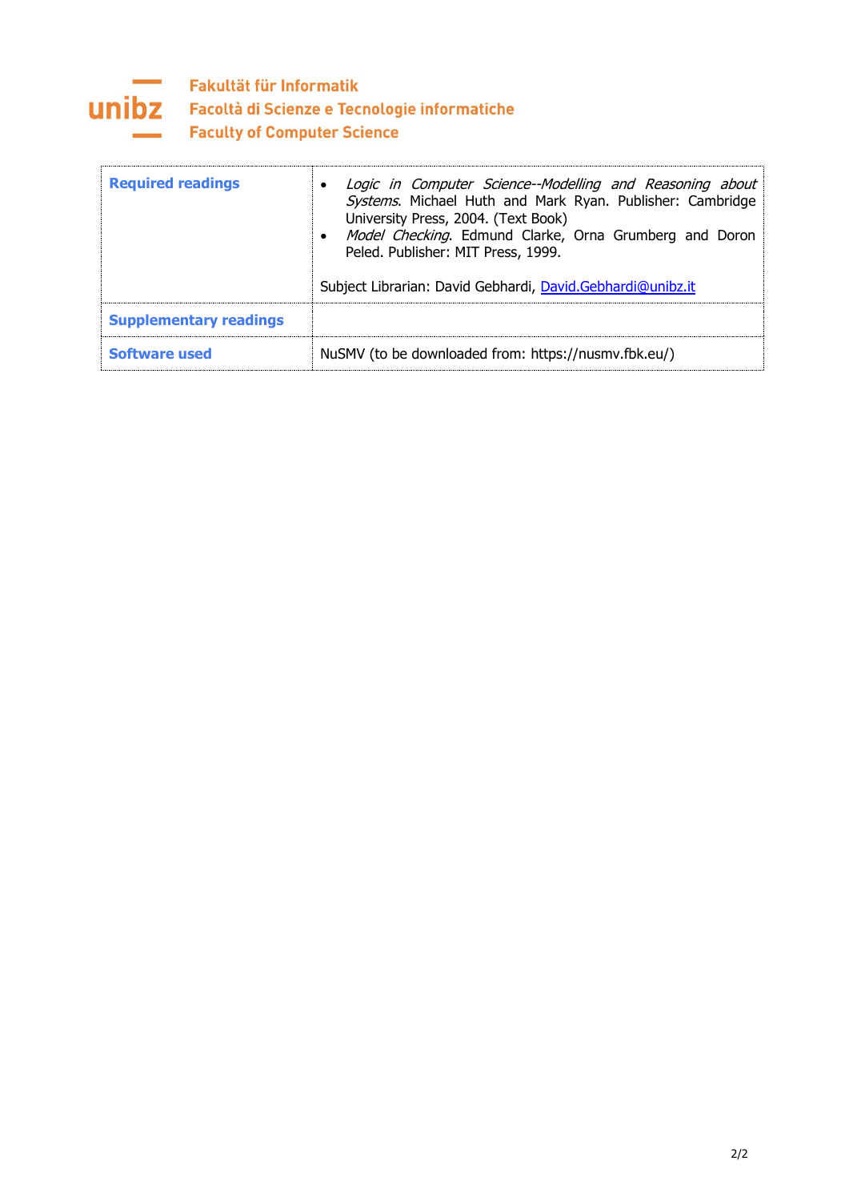| | |
|---|---|
| **Required readings** | • *Logic in Computer Science--Modelling and Reasoning about Systems*. Michael Huth and Mark Ryan. Publisher: Cambridge University Press, 2004. (Text Book)<br>• *Model Checking*. Edmund Clarke, Orna Grumberg and Doron Peled. Publisher: MIT Press, 1999.<br><br>Subject Librarian: David Gebhardi, David.Gebhardi@unibz.it |
| **Supplementary readings** | |
| **Software used** | NuSMV (to be downloaded from: https://nusmv.fbk.eu/) |